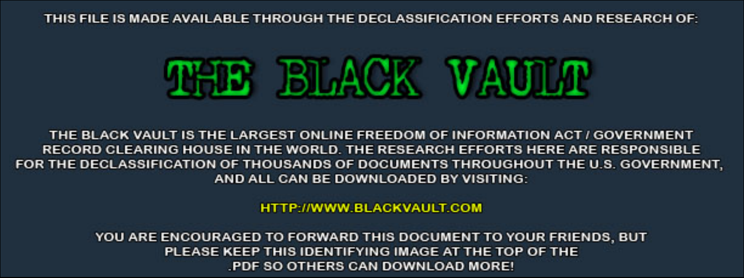THIS FILE IS MADE AVAILABLE THROUGH THE DECLASSIFICATION EFFORTS AND RESEARCH OF:

# THE BLACK VAULT

THE BLACK VAULT IS THE LARGEST ONLINE FREEDOM OF INFORMATION ACT / GOVERNMENT RECORD CLEARING HOUSE IN THE WORLD. THE RESEARCH EFFORTS HERE ARE RESPONSIBLE FOR THE DECLASSIFICATION OF THOUSANDS OF DOCUMENTS THROUGHOUT THE U.S. GOVERNMENT, AND ALL CAN BE DOWNLOADED BY VISITING:

HTTP://WWW.BLACKVAULT.COM

YOU ARE ENCOURAGED TO FORWARD THIS DOCUMENT TO YOUR FRIENDS, BUT PLEASE KEEP THIS IDENTIFYING IMAGE AT THE TOP OF THE .PDF SO OTHERS CAN DOWNLOAD MORE!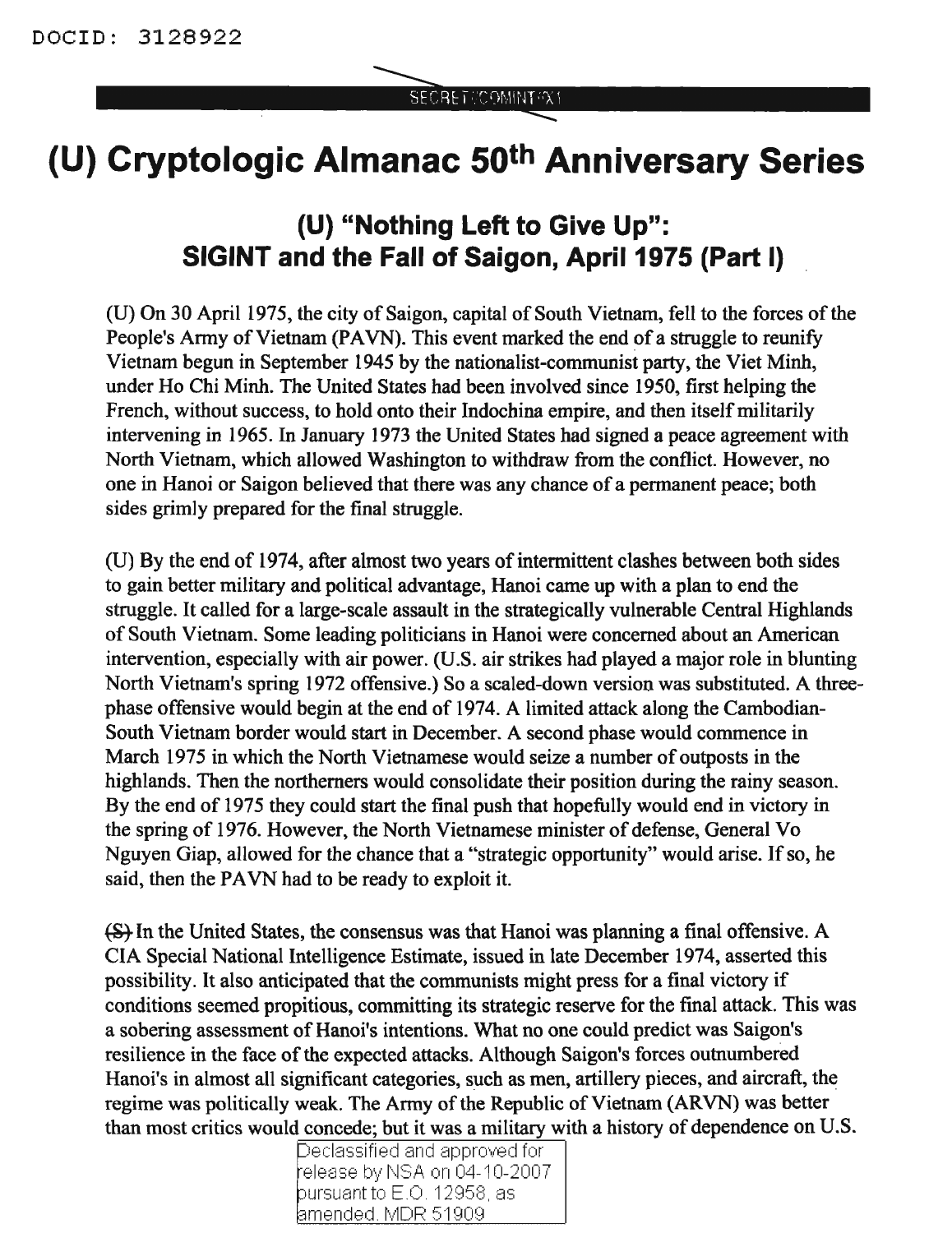# (U) Cryptologic Almanac 50th Anniversary Series

## (U) "Nothing Left to Give Up": SIGINT and the Fall of Saigon, April 1975 (Part I)

(U) On 30 April 1975, the city of Saigon, capital of South Vietnam, fell to the forces of the People's Army of Vietnam (PAVN). This event marked the end of a struggle to reunify Vietnam begun in September 1945 by the nationalist-communist party, the Viet Minh, under Ho Chi Minh. The United States had been involved since 1950, first helping the French, without success, to hold onto their Indochina empire, and then itself militarily intervening in 1965. In January 1973 the United States had signed a peace agreement with North Vietnam, which allowed Washington to withdraw from the conflict. However, no one in Hanoi or Saigon believed that there was any chance of a permanent peace; both sides grimly prepared for the final struggle.

(U) By the end of 1974, after almost two years of intermittent clashes between both sides to gain better military and political advantage, Hanoi came up with a plan to end the struggle. It called for a large-scale assault in the strategically vulnerable Central Highlands of South Vietnam. Some leading politicians in Hanoi were concerned about an American intervention, especially with air power. (U.S. air strikes had played a major role in blunting North Vietnam's spring 1972 offensive.) So a scaled-down version was substituted. A three-phase offensive would begin at the end of 1974. A limited attack along the Cambodian-South Vietnam border would start in December. A second phase would commence in March 1975 in which the North Vietnamese would seize a number of outposts in the highlands. Then the northerners would consolidate their position during the rainy season. By the end of 1975 they could start the final push that hopefully would end in victory in the spring of 1976. However, the North Vietnamese minister of defense, General Vo Nguyen Giap, allowed for the chance that a "strategic opportunity" would arise. If so, he said, then the PAVN had to be ready to exploit it.

~~(S)~~ In the United States, the consensus was that Hanoi was planning a final offensive. A CIA Special National Intelligence Estimate, issued in late December 1974, asserted this possibility. It also anticipated that the communists might press for a final victory if conditions seemed propitious, committing its strategic reserve for the final attack. This was a sobering assessment of Hanoi's intentions. What no one could predict was Saigon's resilience in the face of the expected attacks. Although Saigon's forces outnumbered Hanoi's in almost all significant categories, such as men, artillery pieces, and aircraft, the regime was politically weak. The Army of the Republic of Vietnam (ARVN) was better than most critics would concede; but it was a military with a history of dependence on U.S.

Declassified and approved for release by NSA on 04-10-2007 pursuant to E.O. 12958, as amended. MDR 51909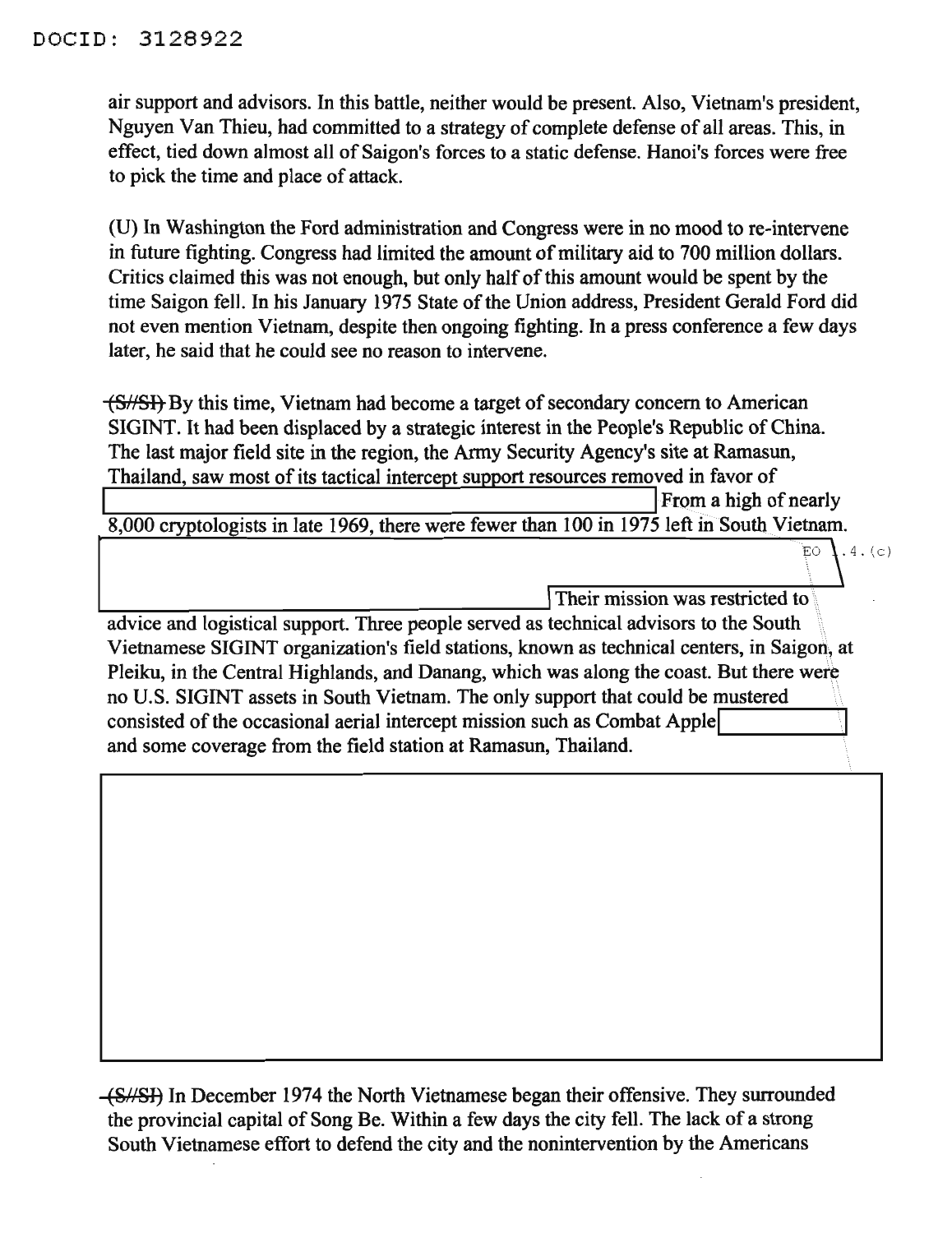air support and advisors. In this battle, neither would be present. Also, Vietnam's president, Nguyen Van Thieu, had committed to a strategy of complete defense of all areas. This, in effect, tied down almost all of Saigon's forces to a static defense. Hanoi's forces were free to pick the time and place of attack.

(U) In Washington the Ford administration and Congress were in no mood to re-intervene in future fighting. Congress had limited the amount of military aid to 700 million dollars. Critics claimed this was not enough, but only half of this amount would be spent by the time Saigon fell. In his January 1975 State of the Union address, President Gerald Ford did not even mention Vietnam, despite then ongoing fighting. In a press conference a few days later, he said that he could see no reason to intervene.

~~(S//SI)~~ By this time, Vietnam had become a target of secondary concern to American SIGINT. It had been displaced by a strategic interest in the People's Republic of China. The last major field site in the region, the Army Security Agency's site at Ramasun, Thailand, saw most of its tactical intercept support resources removed in favor of [REDACTED] From a high of nearly 8,000 cryptologists in late 1969, there were fewer than 100 in 1975 left in South Vietnam. [REDACTED] EO 1.4.(c) Their mission was restricted to advice and logistical support. Three people served as technical advisors to the South Vietnamese SIGINT organization's field stations, known as technical centers, in Saigon, at Pleiku, in the Central Highlands, and Danang, which was along the coast. But there were no U.S. SIGINT assets in South Vietnam. The only support that could be mustered consisted of the occasional aerial intercept mission such as Combat Apple [REDACTED] and some coverage from the field station at Ramasun, Thailand.

[REDACTED]

~~(S//SI)~~ In December 1974 the North Vietnamese began their offensive. They surrounded the provincial capital of Song Be. Within a few days the city fell. The lack of a strong South Vietnamese effort to defend the city and the nonintervention by the Americans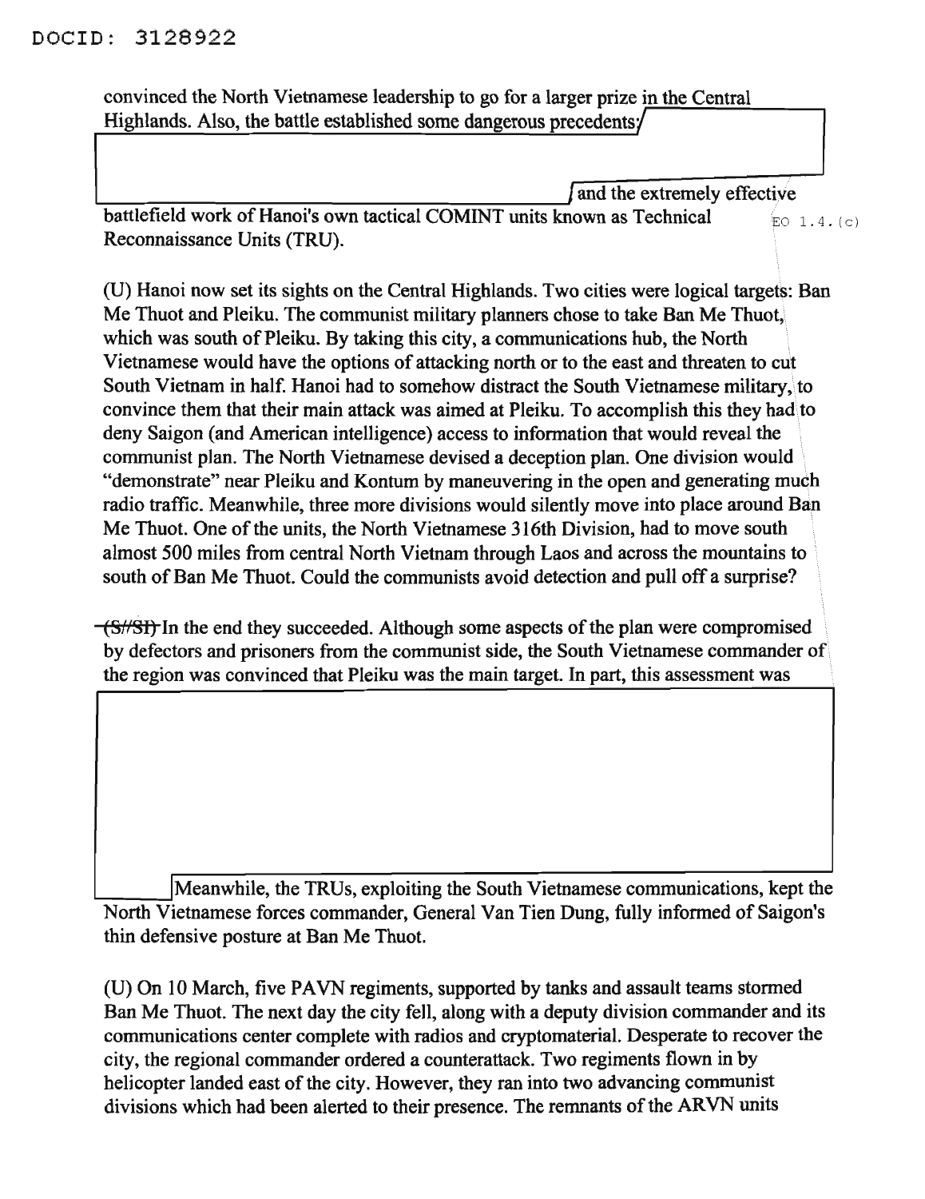convinced the North Vietnamese leadership to go for a larger prize in the Central Highlands. Also, the battle established some dangerous precedents;

and the extremely effective battlefield work of Hanoi's own tactical COMINT units known as Technical Reconnaissance Units (TRU).

EO 1.4.(c)

(U) Hanoi now set its sights on the Central Highlands. Two cities were logical targets: Ban Me Thuot and Pleiku. The communist military planners chose to take Ban Me Thuot, which was south of Pleiku. By taking this city, a communications hub, the North Vietnamese would have the options of attacking north or to the east and threaten to cut South Vietnam in half. Hanoi had to somehow distract the South Vietnamese military, to convince them that their main attack was aimed at Pleiku. To accomplish this they had to deny Saigon (and American intelligence) access to information that would reveal the communist plan. The North Vietnamese devised a deception plan. One division would "demonstrate" near Pleiku and Kontum by maneuvering in the open and generating much radio traffic. Meanwhile, three more divisions would silently move into place around Ban Me Thuot. One of the units, the North Vietnamese 316th Division, had to move south almost 500 miles from central North Vietnam through Laos and across the mountains to south of Ban Me Thuot. Could the communists avoid detection and pull off a surprise?

~~(S//SI)~~ In the end they succeeded. Although some aspects of the plan were compromised by defectors and prisoners from the communist side, the South Vietnamese commander of the region was convinced that Pleiku was the main target. In part, this assessment was

Meanwhile, the TRUs, exploiting the South Vietnamese communications, kept the North Vietnamese forces commander, General Van Tien Dung, fully informed of Saigon's thin defensive posture at Ban Me Thuot.

(U) On 10 March, five PAVN regiments, supported by tanks and assault teams stormed Ban Me Thuot. The next day the city fell, along with a deputy division commander and its communications center complete with radios and cryptomaterial. Desperate to recover the city, the regional commander ordered a counterattack. Two regiments flown in by helicopter landed east of the city. However, they ran into two advancing communist divisions which had been alerted to their presence. The remnants of the ARVN units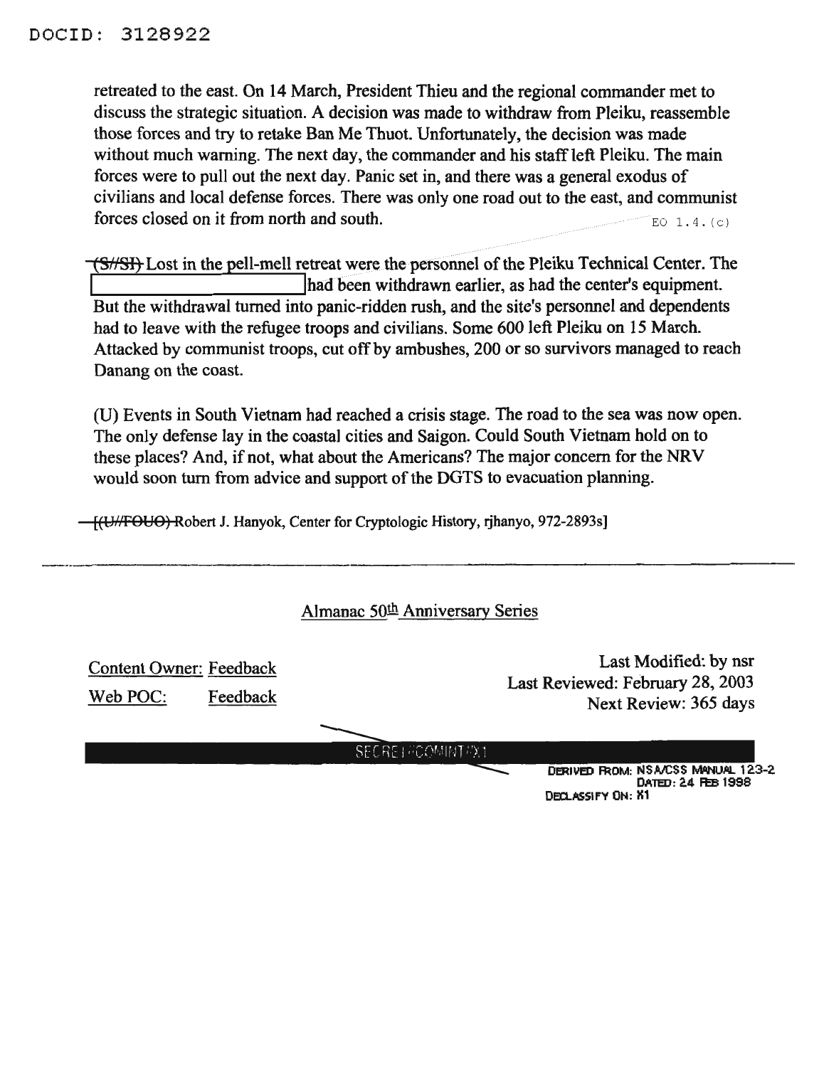retreated to the east. On 14 March, President Thieu and the regional commander met to discuss the strategic situation. A decision was made to withdraw from Pleiku, reassemble those forces and try to retake Ban Me Thuot. Unfortunately, the decision was made without much warning. The next day, the commander and his staff left Pleiku. The main forces were to pull out the next day. Panic set in, and there was a general exodus of civilians and local defense forces. There was only one road out to the east, and communist forces closed on it from north and south.

EO 1.4.(c)

~~(S//SI)~~ Lost in the pell-mell retreat were the personnel of the Pleiku Technical Center. The [redacted] had been withdrawn earlier, as had the center's equipment. But the withdrawal turned into panic-ridden rush, and the site's personnel and dependents had to leave with the refugee troops and civilians. Some 600 left Pleiku on 15 March. Attacked by communist troops, cut off by ambushes, 200 or so survivors managed to reach Danang on the coast.

(U) Events in South Vietnam had reached a crisis stage. The road to the sea was now open. The only defense lay in the coastal cities and Saigon. Could South Vietnam hold on to these places? And, if not, what about the Americans? The major concern for the NRV would soon turn from advice and support of the DGTS to evacuation planning.

[~~(U//FOUO)~~ Robert J. Hanyok, Center for Cryptologic History, rjhanyo, 972-2893s]

---

Almanac 50th Anniversary Series

Content Owner: Feedback
Web POC: Feedback

Last Modified: by nsr
Last Reviewed: February 28, 2003
Next Review: 365 days

SECRET//COMINT//X1

DERIVED FROM: NSA/CSS MANUAL 123-2
DATED: 24 FEB 1998
DECLASSIFY ON: X1